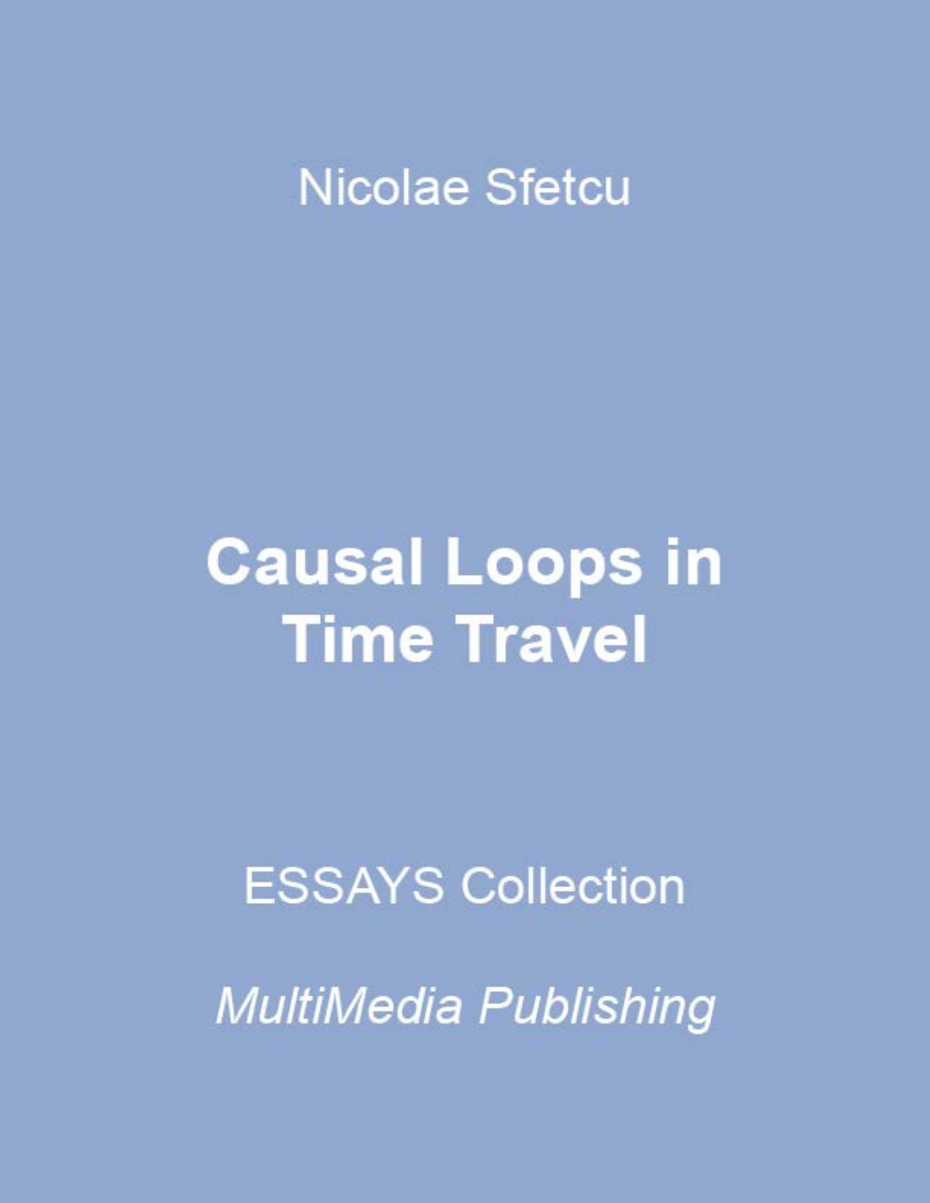Nicolae Sfetcu

# Causal Loops in Time Travel

ESSAYS Collection

*MultiMedia Publishing*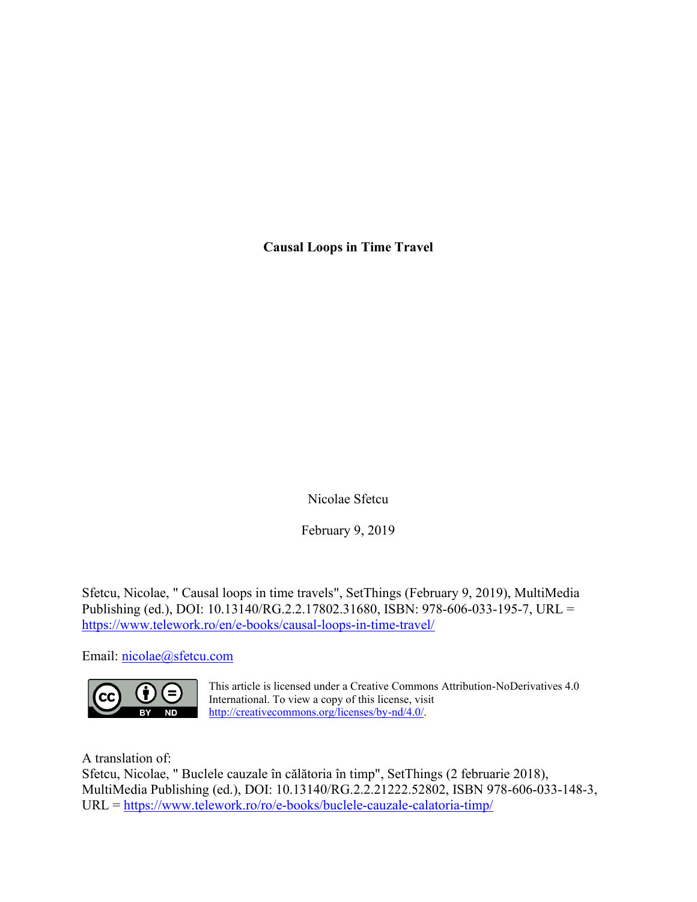**Causal Loops in Time Travel**

Nicolae Sfetcu

February 9, 2019

Sfetcu, Nicolae, " Causal loops in time travels", SetThings (February 9, 2019), MultiMedia Publishing (ed.), DOI: 10.13140/RG.2.2.17802.31680, ISBN: 978-606-033-195-7, URL = https://www.telework.ro/en/e-books/causal-loops-in-time-travel/

Email: nicolae@sfetcu.com

This article is licensed under a Creative Commons Attribution-NoDerivatives 4.0 International. To view a copy of this license, visit http://creativecommons.org/licenses/by-nd/4.0/.

A translation of:
Sfetcu, Nicolae, " Buclele cauzale în călătoria în timp", SetThings (2 februarie 2018), MultiMedia Publishing (ed.), DOI: 10.13140/RG.2.2.21222.52802, ISBN 978-606-033-148-3, URL = https://www.telework.ro/ro/e-books/buclele-cauzale-calatoria-timp/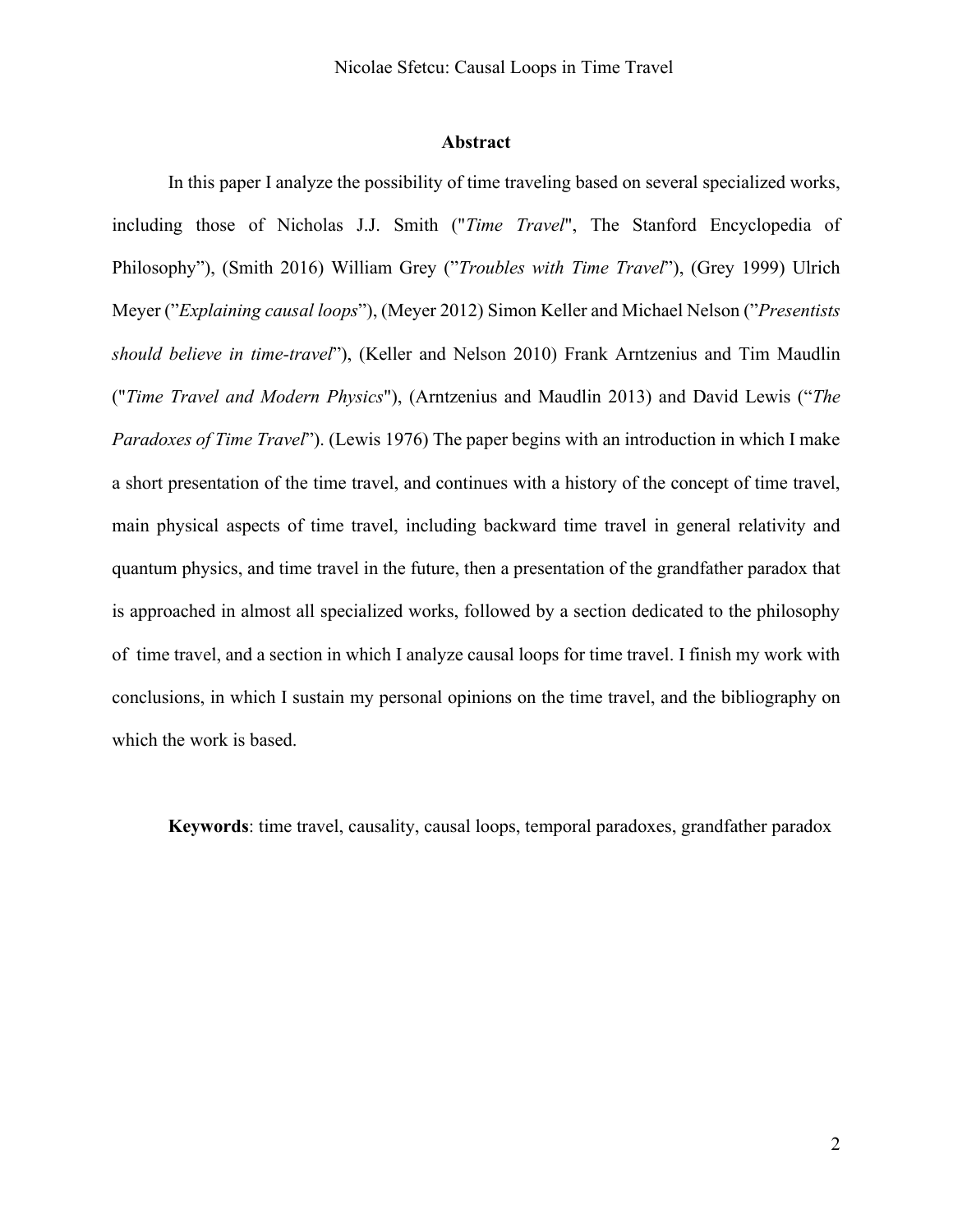## Abstract

In this paper I analyze the possibility of time traveling based on several specialized works, including those of Nicholas J.J. Smith ("*Time Travel*", The Stanford Encyclopedia of Philosophy"), (Smith 2016) William Grey ("*Troubles with Time Travel*"), (Grey 1999) Ulrich Meyer ("*Explaining causal loops*"), (Meyer 2012) Simon Keller and Michael Nelson ("*Presentists should believe in time-travel*"), (Keller and Nelson 2010) Frank Arntzenius and Tim Maudlin ("*Time Travel and Modern Physics*"), (Arntzenius and Maudlin 2013) and David Lewis ("*The Paradoxes of Time Travel*"). (Lewis 1976) The paper begins with an introduction in which I make a short presentation of the time travel, and continues with a history of the concept of time travel, main physical aspects of time travel, including backward time travel in general relativity and quantum physics, and time travel in the future, then a presentation of the grandfather paradox that is approached in almost all specialized works, followed by a section dedicated to the philosophy of time travel, and a section in which I analyze causal loops for time travel. I finish my work with conclusions, in which I sustain my personal opinions on the time travel, and the bibliography on which the work is based.

**Keywords**: time travel, causality, causal loops, temporal paradoxes, grandfather paradox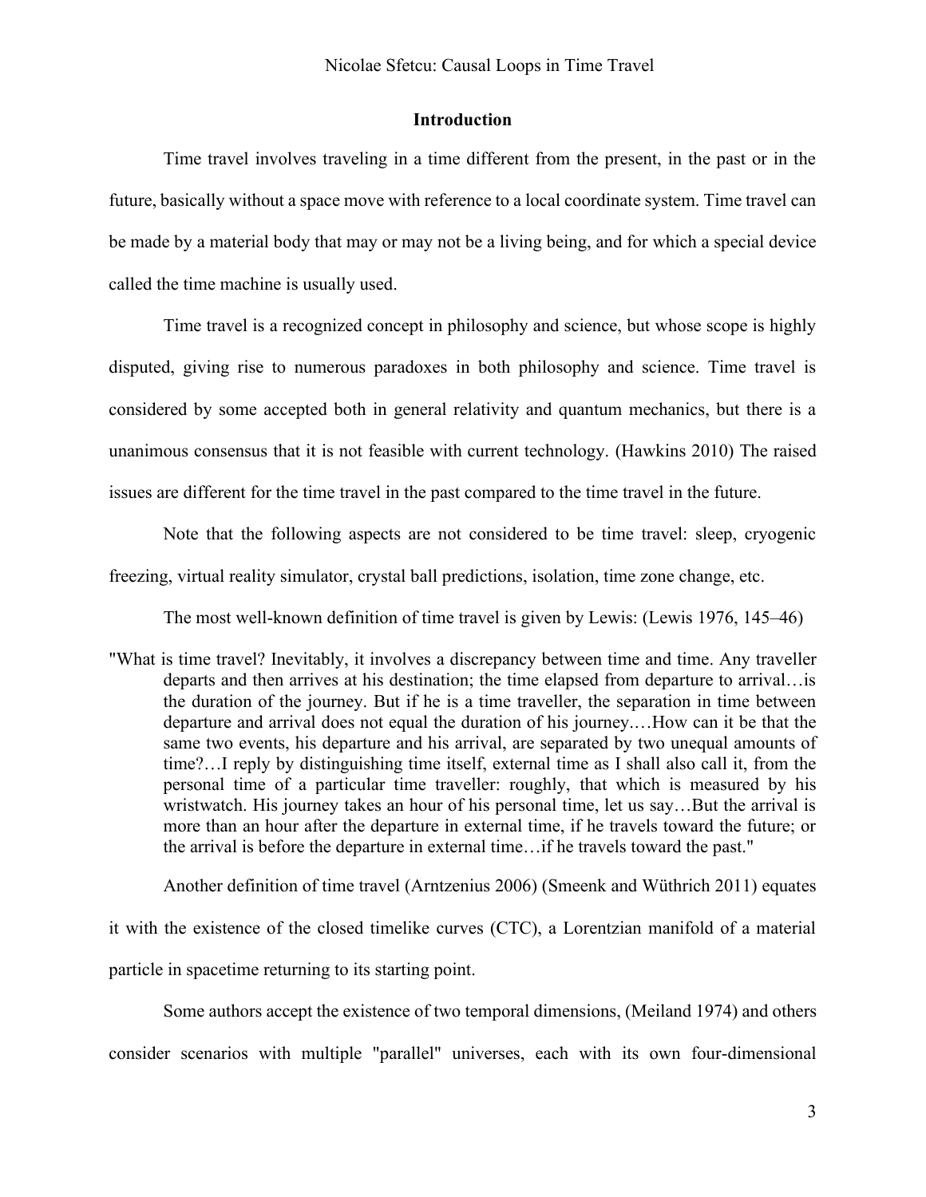## Introduction

Time travel involves traveling in a time different from the present, in the past or in the future, basically without a space move with reference to a local coordinate system. Time travel can be made by a material body that may or may not be a living being, and for which a special device called the time machine is usually used.

Time travel is a recognized concept in philosophy and science, but whose scope is highly disputed, giving rise to numerous paradoxes in both philosophy and science. Time travel is considered by some accepted both in general relativity and quantum mechanics, but there is a unanimous consensus that it is not feasible with current technology. (Hawkins 2010) The raised issues are different for the time travel in the past compared to the time travel in the future.

Note that the following aspects are not considered to be time travel: sleep, cryogenic freezing, virtual reality simulator, crystal ball predictions, isolation, time zone change, etc.

The most well-known definition of time travel is given by Lewis: (Lewis 1976, 145–46)

> "What is time travel? Inevitably, it involves a discrepancy between time and time. Any traveller departs and then arrives at his destination; the time elapsed from departure to arrival…is the duration of the journey. But if he is a time traveller, the separation in time between departure and arrival does not equal the duration of his journey.…How can it be that the same two events, his departure and his arrival, are separated by two unequal amounts of time?…I reply by distinguishing time itself, external time as I shall also call it, from the personal time of a particular time traveller: roughly, that which is measured by his wristwatch. His journey takes an hour of his personal time, let us say…But the arrival is more than an hour after the departure in external time, if he travels toward the future; or the arrival is before the departure in external time…if he travels toward the past."

Another definition of time travel (Arntzenius 2006) (Smeenk and Wüthrich 2011) equates it with the existence of the closed timelike curves (CTC), a Lorentzian manifold of a material particle in spacetime returning to its starting point.

Some authors accept the existence of two temporal dimensions, (Meiland 1974) and others consider scenarios with multiple "parallel" universes, each with its own four-dimensional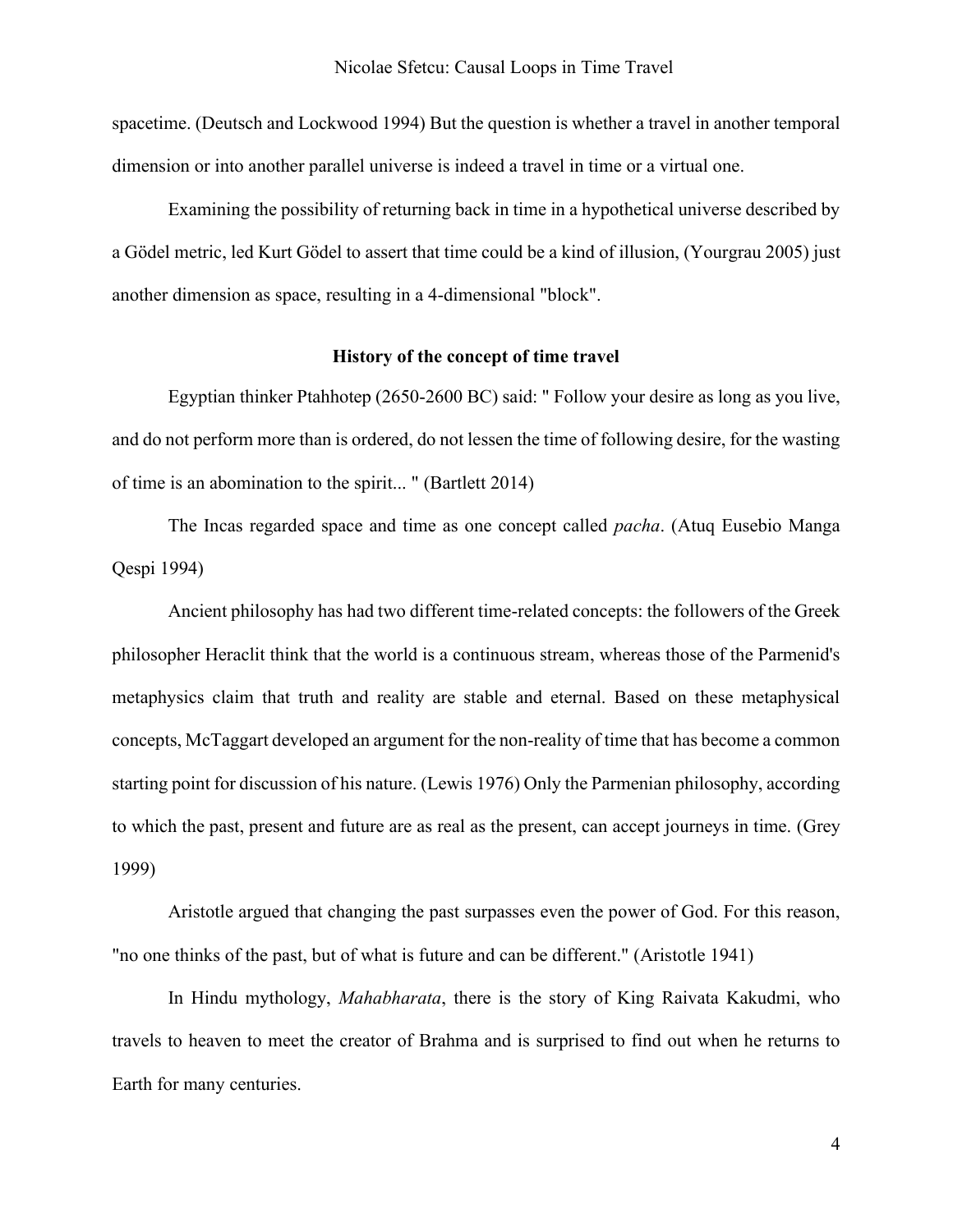spacetime. (Deutsch and Lockwood 1994) But the question is whether a travel in another temporal dimension or into another parallel universe is indeed a travel in time or a virtual one.

Examining the possibility of returning back in time in a hypothetical universe described by a Gödel metric, led Kurt Gödel to assert that time could be a kind of illusion, (Yourgrau 2005) just another dimension as space, resulting in a 4-dimensional "block".

## History of the concept of time travel

Egyptian thinker Ptahhotep (2650-2600 BC) said: " Follow your desire as long as you live, and do not perform more than is ordered, do not lessen the time of following desire, for the wasting of time is an abomination to the spirit... " (Bartlett 2014)

The Incas regarded space and time as one concept called *pacha*. (Atuq Eusebio Manga Qespi 1994)

Ancient philosophy has had two different time-related concepts: the followers of the Greek philosopher Heraclit think that the world is a continuous stream, whereas those of the Parmenid's metaphysics claim that truth and reality are stable and eternal. Based on these metaphysical concepts, McTaggart developed an argument for the non-reality of time that has become a common starting point for discussion of his nature. (Lewis 1976) Only the Parmenian philosophy, according to which the past, present and future are as real as the present, can accept journeys in time. (Grey 1999)

Aristotle argued that changing the past surpasses even the power of God. For this reason, "no one thinks of the past, but of what is future and can be different." (Aristotle 1941)

In Hindu mythology, *Mahabharata*, there is the story of King Raivata Kakudmi, who travels to heaven to meet the creator of Brahma and is surprised to find out when he returns to Earth for many centuries.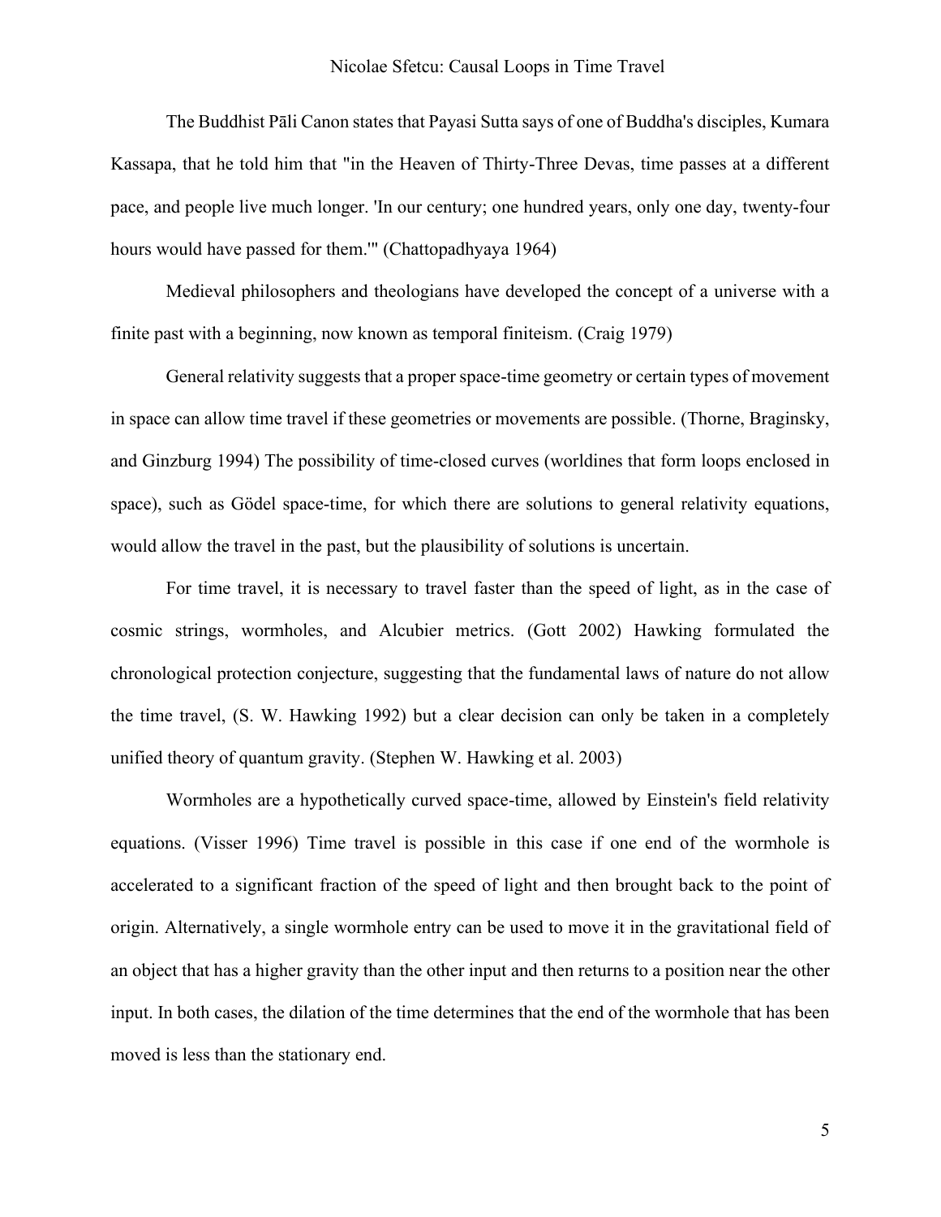The Buddhist Pāli Canon states that Payasi Sutta says of one of Buddha's disciples, Kumara Kassapa, that he told him that "in the Heaven of Thirty-Three Devas, time passes at a different pace, and people live much longer. 'In our century; one hundred years, only one day, twenty-four hours would have passed for them.'" (Chattopadhyaya 1964)

Medieval philosophers and theologians have developed the concept of a universe with a finite past with a beginning, now known as temporal finiteism. (Craig 1979)

General relativity suggests that a proper space-time geometry or certain types of movement in space can allow time travel if these geometries or movements are possible. (Thorne, Braginsky, and Ginzburg 1994) The possibility of time-closed curves (worldines that form loops enclosed in space), such as Gödel space-time, for which there are solutions to general relativity equations, would allow the travel in the past, but the plausibility of solutions is uncertain.

For time travel, it is necessary to travel faster than the speed of light, as in the case of cosmic strings, wormholes, and Alcubier metrics. (Gott 2002) Hawking formulated the chronological protection conjecture, suggesting that the fundamental laws of nature do not allow the time travel, (S. W. Hawking 1992) but a clear decision can only be taken in a completely unified theory of quantum gravity. (Stephen W. Hawking et al. 2003)

Wormholes are a hypothetically curved space-time, allowed by Einstein's field relativity equations. (Visser 1996) Time travel is possible in this case if one end of the wormhole is accelerated to a significant fraction of the speed of light and then brought back to the point of origin. Alternatively, a single wormhole entry can be used to move it in the gravitational field of an object that has a higher gravity than the other input and then returns to a position near the other input. In both cases, the dilation of the time determines that the end of the wormhole that has been moved is less than the stationary end.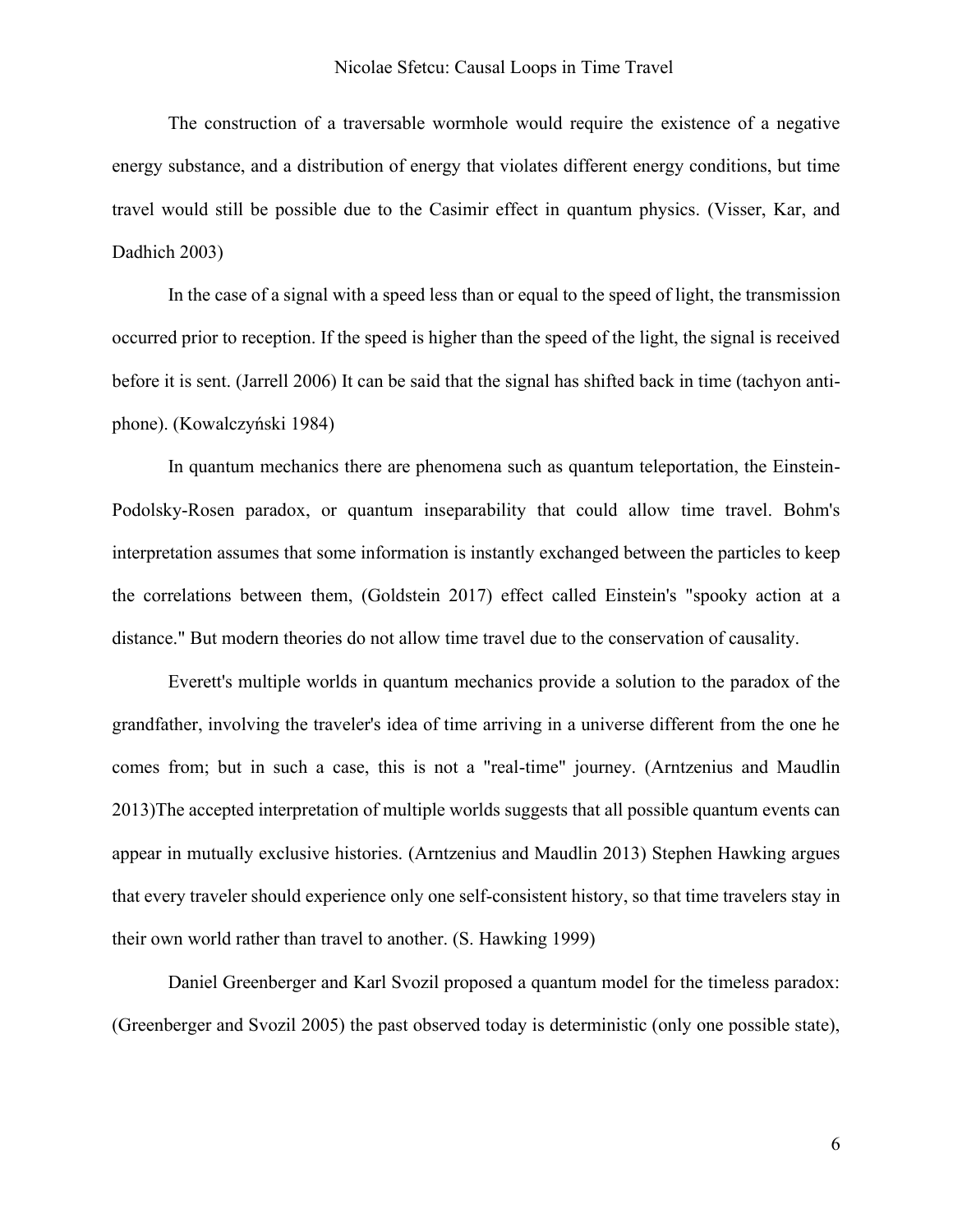The construction of a traversable wormhole would require the existence of a negative energy substance, and a distribution of energy that violates different energy conditions, but time travel would still be possible due to the Casimir effect in quantum physics. (Visser, Kar, and Dadhich 2003)

In the case of a signal with a speed less than or equal to the speed of light, the transmission occurred prior to reception. If the speed is higher than the speed of the light, the signal is received before it is sent. (Jarrell 2006) It can be said that the signal has shifted back in time (tachyon anti-phone). (Kowalczyński 1984)

In quantum mechanics there are phenomena such as quantum teleportation, the Einstein-Podolsky-Rosen paradox, or quantum inseparability that could allow time travel. Bohm's interpretation assumes that some information is instantly exchanged between the particles to keep the correlations between them, (Goldstein 2017) effect called Einstein's "spooky action at a distance." But modern theories do not allow time travel due to the conservation of causality.

Everett's multiple worlds in quantum mechanics provide a solution to the paradox of the grandfather, involving the traveler's idea of time arriving in a universe different from the one he comes from; but in such a case, this is not a "real-time" journey. (Arntzenius and Maudlin 2013)The accepted interpretation of multiple worlds suggests that all possible quantum events can appear in mutually exclusive histories. (Arntzenius and Maudlin 2013) Stephen Hawking argues that every traveler should experience only one self-consistent history, so that time travelers stay in their own world rather than travel to another. (S. Hawking 1999)

Daniel Greenberger and Karl Svozil proposed a quantum model for the timeless paradox: (Greenberger and Svozil 2005) the past observed today is deterministic (only one possible state),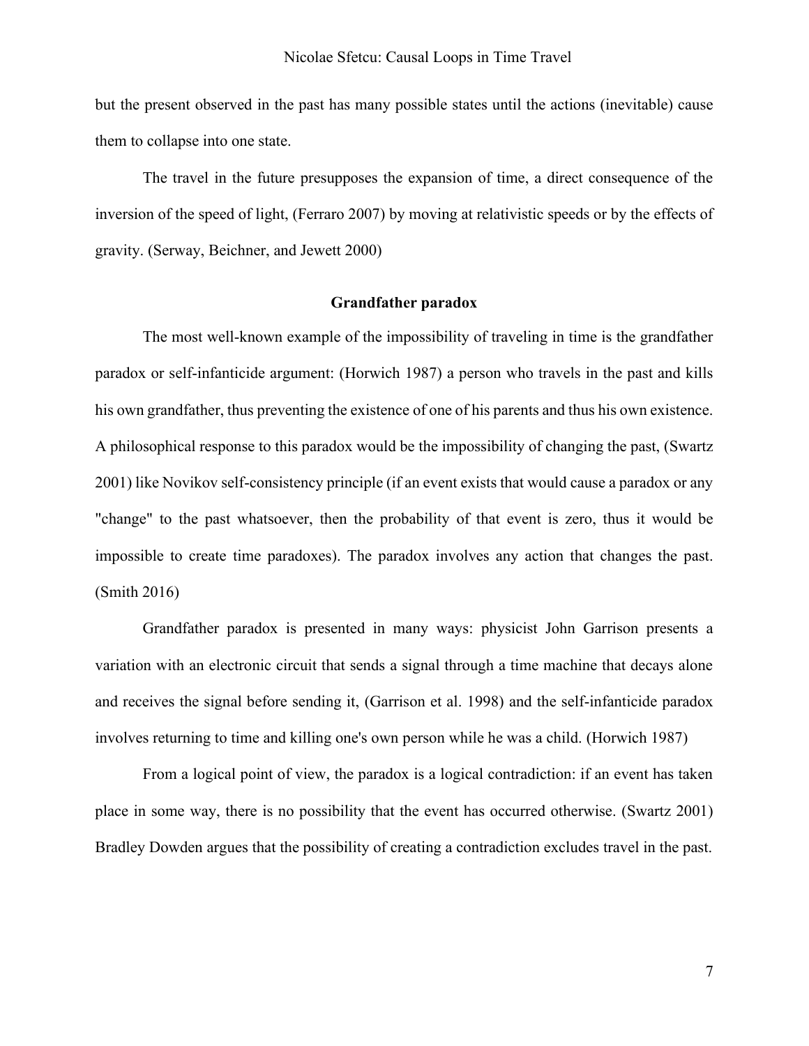but the present observed in the past has many possible states until the actions (inevitable) cause them to collapse into one state.

The travel in the future presupposes the expansion of time, a direct consequence of the inversion of the speed of light, (Ferraro 2007) by moving at relativistic speeds or by the effects of gravity. (Serway, Beichner, and Jewett 2000)

## Grandfather paradox

The most well-known example of the impossibility of traveling in time is the grandfather paradox or self-infanticide argument: (Horwich 1987) a person who travels in the past and kills his own grandfather, thus preventing the existence of one of his parents and thus his own existence. A philosophical response to this paradox would be the impossibility of changing the past, (Swartz 2001) like Novikov self-consistency principle (if an event exists that would cause a paradox or any "change" to the past whatsoever, then the probability of that event is zero, thus it would be impossible to create time paradoxes). The paradox involves any action that changes the past. (Smith 2016)

Grandfather paradox is presented in many ways: physicist John Garrison presents a variation with an electronic circuit that sends a signal through a time machine that decays alone and receives the signal before sending it, (Garrison et al. 1998) and the self-infanticide paradox involves returning to time and killing one's own person while he was a child. (Horwich 1987)

From a logical point of view, the paradox is a logical contradiction: if an event has taken place in some way, there is no possibility that the event has occurred otherwise. (Swartz 2001) Bradley Dowden argues that the possibility of creating a contradiction excludes travel in the past.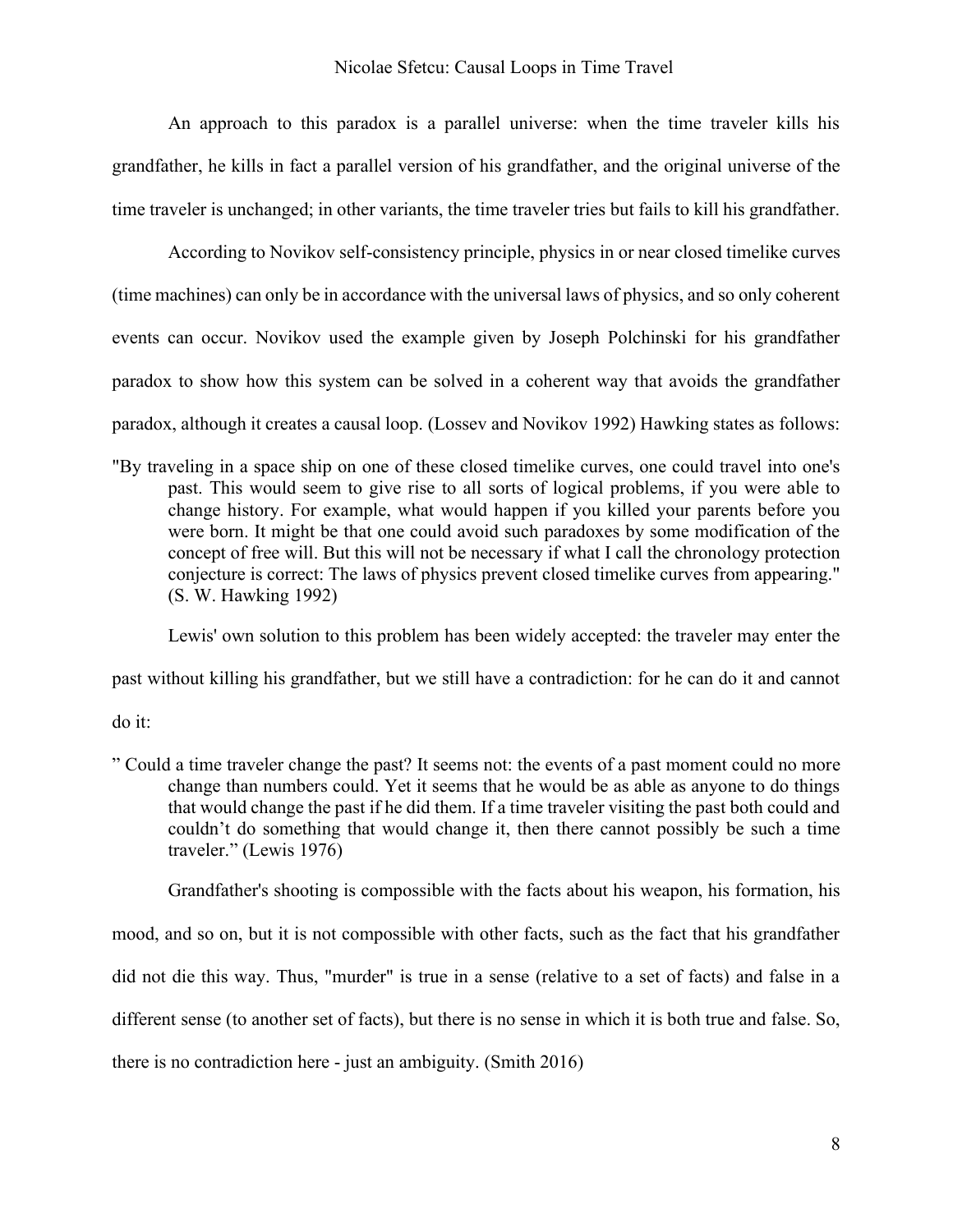An approach to this paradox is a parallel universe: when the time traveler kills his grandfather, he kills in fact a parallel version of his grandfather, and the original universe of the time traveler is unchanged; in other variants, the time traveler tries but fails to kill his grandfather.

According to Novikov self-consistency principle, physics in or near closed timelike curves (time machines) can only be in accordance with the universal laws of physics, and so only coherent events can occur. Novikov used the example given by Joseph Polchinski for his grandfather paradox to show how this system can be solved in a coherent way that avoids the grandfather paradox, although it creates a causal loop. (Lossev and Novikov 1992) Hawking states as follows:

> "By traveling in a space ship on one of these closed timelike curves, one could travel into one's past. This would seem to give rise to all sorts of logical problems, if you were able to change history. For example, what would happen if you killed your parents before you were born. It might be that one could avoid such paradoxes by some modification of the concept of free will. But this will not be necessary if what I call the chronology protection conjecture is correct: The laws of physics prevent closed timelike curves from appearing." (S. W. Hawking 1992)

Lewis' own solution to this problem has been widely accepted: the traveler may enter the past without killing his grandfather, but we still have a contradiction: for he can do it and cannot do it:

> " Could a time traveler change the past? It seems not: the events of a past moment could no more change than numbers could. Yet it seems that he would be as able as anyone to do things that would change the past if he did them. If a time traveler visiting the past both could and couldn't do something that would change it, then there cannot possibly be such a time traveler." (Lewis 1976)

Grandfather's shooting is compossible with the facts about his weapon, his formation, his mood, and so on, but it is not compossible with other facts, such as the fact that his grandfather did not die this way. Thus, "murder" is true in a sense (relative to a set of facts) and false in a different sense (to another set of facts), but there is no sense in which it is both true and false. So, there is no contradiction here - just an ambiguity. (Smith 2016)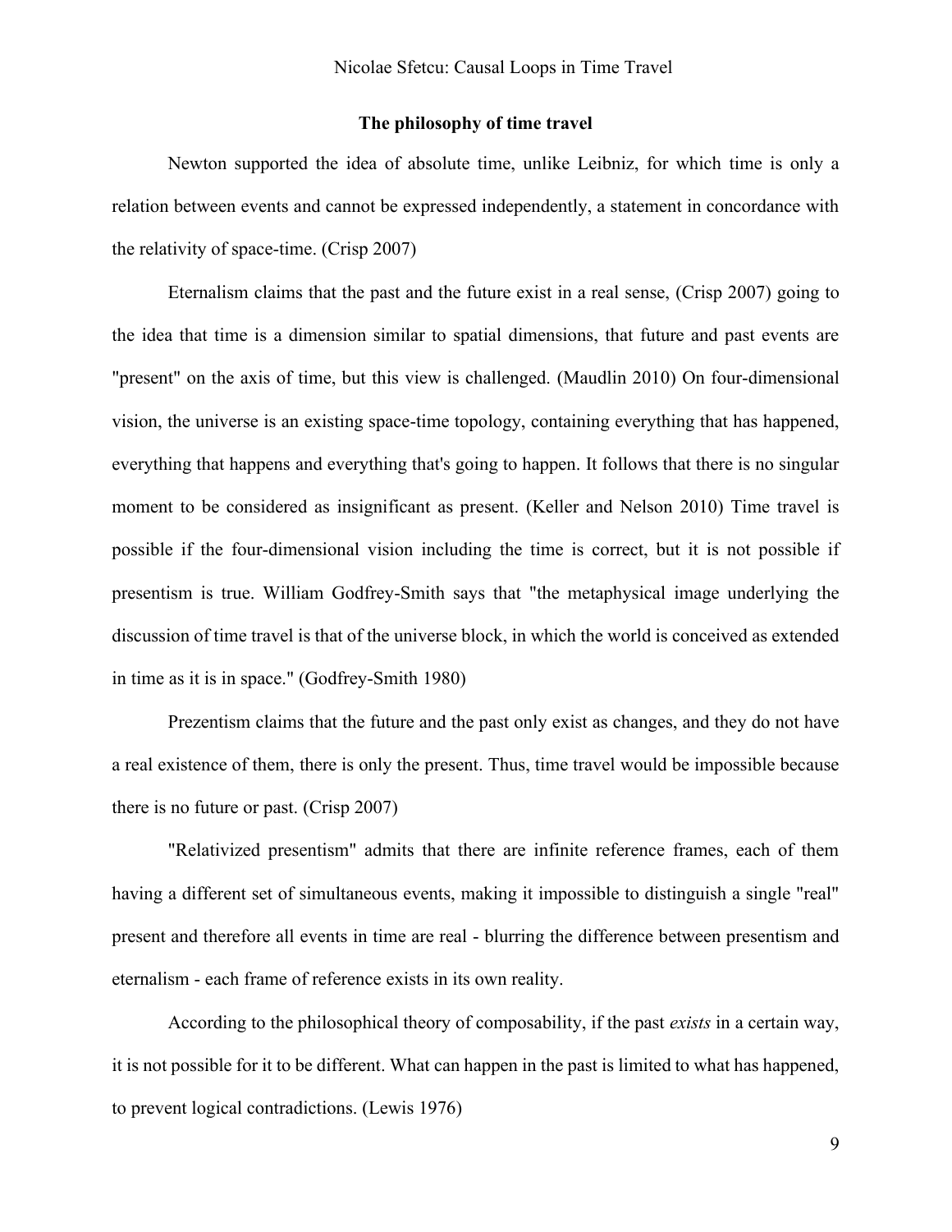## The philosophy of time travel

Newton supported the idea of absolute time, unlike Leibniz, for which time is only a relation between events and cannot be expressed independently, a statement in concordance with the relativity of space-time. (Crisp 2007)

Eternalism claims that the past and the future exist in a real sense, (Crisp 2007) going to the idea that time is a dimension similar to spatial dimensions, that future and past events are "present" on the axis of time, but this view is challenged. (Maudlin 2010) On four-dimensional vision, the universe is an existing space-time topology, containing everything that has happened, everything that happens and everything that's going to happen. It follows that there is no singular moment to be considered as insignificant as present. (Keller and Nelson 2010) Time travel is possible if the four-dimensional vision including the time is correct, but it is not possible if presentism is true. William Godfrey-Smith says that "the metaphysical image underlying the discussion of time travel is that of the universe block, in which the world is conceived as extended in time as it is in space." (Godfrey-Smith 1980)

Prezentism claims that the future and the past only exist as changes, and they do not have a real existence of them, there is only the present. Thus, time travel would be impossible because there is no future or past. (Crisp 2007)

"Relativized presentism" admits that there are infinite reference frames, each of them having a different set of simultaneous events, making it impossible to distinguish a single "real" present and therefore all events in time are real - blurring the difference between presentism and eternalism - each frame of reference exists in its own reality.

According to the philosophical theory of composability, if the past *exists* in a certain way, it is not possible for it to be different. What can happen in the past is limited to what has happened, to prevent logical contradictions. (Lewis 1976)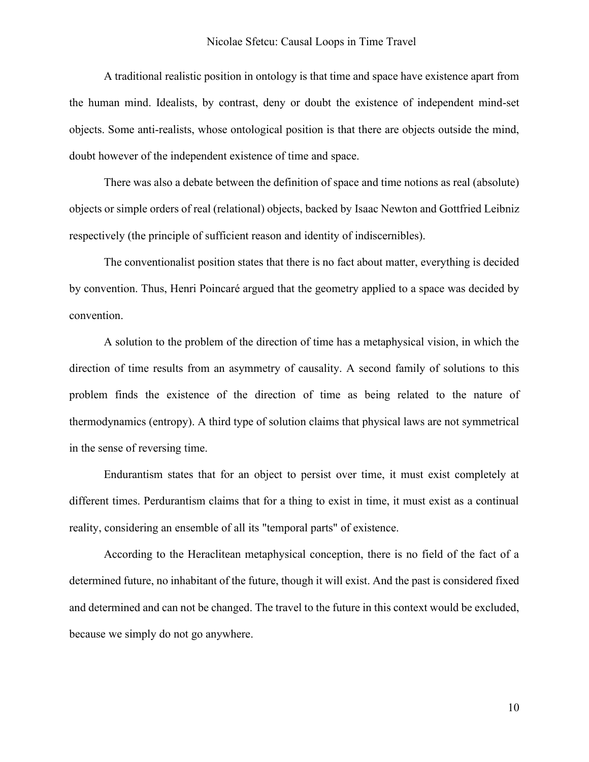A traditional realistic position in ontology is that time and space have existence apart from the human mind. Idealists, by contrast, deny or doubt the existence of independent mind-set objects. Some anti-realists, whose ontological position is that there are objects outside the mind, doubt however of the independent existence of time and space.

There was also a debate between the definition of space and time notions as real (absolute) objects or simple orders of real (relational) objects, backed by Isaac Newton and Gottfried Leibniz respectively (the principle of sufficient reason and identity of indiscernibles).

The conventionalist position states that there is no fact about matter, everything is decided by convention. Thus, Henri Poincaré argued that the geometry applied to a space was decided by convention.

A solution to the problem of the direction of time has a metaphysical vision, in which the direction of time results from an asymmetry of causality. A second family of solutions to this problem finds the existence of the direction of time as being related to the nature of thermodynamics (entropy). A third type of solution claims that physical laws are not symmetrical in the sense of reversing time.

Endurantism states that for an object to persist over time, it must exist completely at different times. Perdurantism claims that for a thing to exist in time, it must exist as a continual reality, considering an ensemble of all its "temporal parts" of existence.

According to the Heraclitean metaphysical conception, there is no field of the fact of a determined future, no inhabitant of the future, though it will exist. And the past is considered fixed and determined and can not be changed. The travel to the future in this context would be excluded, because we simply do not go anywhere.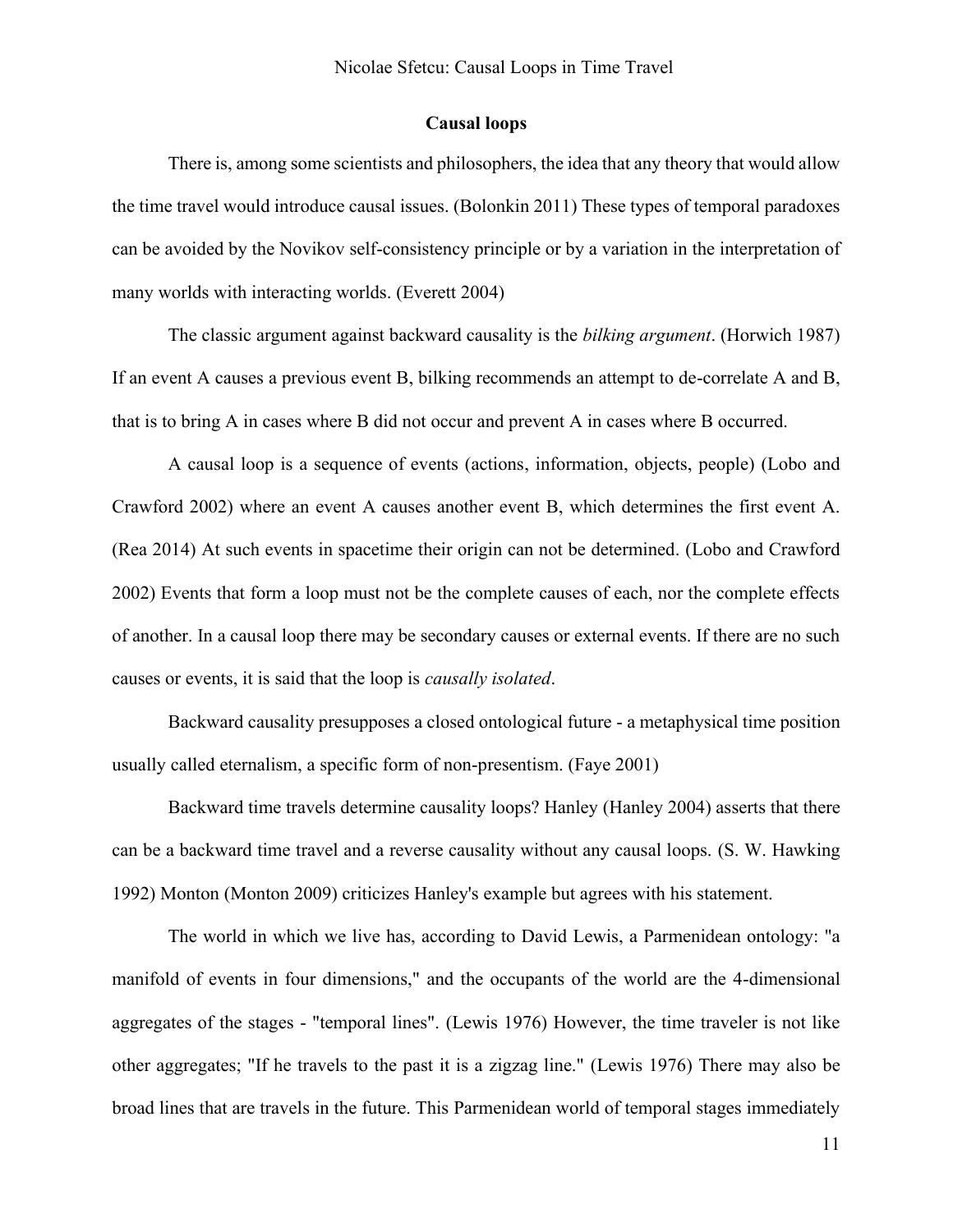## Causal loops

There is, among some scientists and philosophers, the idea that any theory that would allow the time travel would introduce causal issues. (Bolonkin 2011) These types of temporal paradoxes can be avoided by the Novikov self-consistency principle or by a variation in the interpretation of many worlds with interacting worlds. (Everett 2004)

The classic argument against backward causality is the *bilking argument*. (Horwich 1987) If an event A causes a previous event B, bilking recommends an attempt to de-correlate A and B, that is to bring A in cases where B did not occur and prevent A in cases where B occurred.

A causal loop is a sequence of events (actions, information, objects, people) (Lobo and Crawford 2002) where an event A causes another event B, which determines the first event A. (Rea 2014) At such events in spacetime their origin can not be determined. (Lobo and Crawford 2002) Events that form a loop must not be the complete causes of each, nor the complete effects of another. In a causal loop there may be secondary causes or external events. If there are no such causes or events, it is said that the loop is *causally isolated*.

Backward causality presupposes a closed ontological future - a metaphysical time position usually called eternalism, a specific form of non-presentism. (Faye 2001)

Backward time travels determine causality loops? Hanley (Hanley 2004) asserts that there can be a backward time travel and a reverse causality without any causal loops. (S. W. Hawking 1992) Monton (Monton 2009) criticizes Hanley's example but agrees with his statement.

The world in which we live has, according to David Lewis, a Parmenidean ontology: "a manifold of events in four dimensions," and the occupants of the world are the 4-dimensional aggregates of the stages - "temporal lines". (Lewis 1976) However, the time traveler is not like other aggregates; "If he travels to the past it is a zigzag line." (Lewis 1976) There may also be broad lines that are travels in the future. This Parmenidean world of temporal stages immediately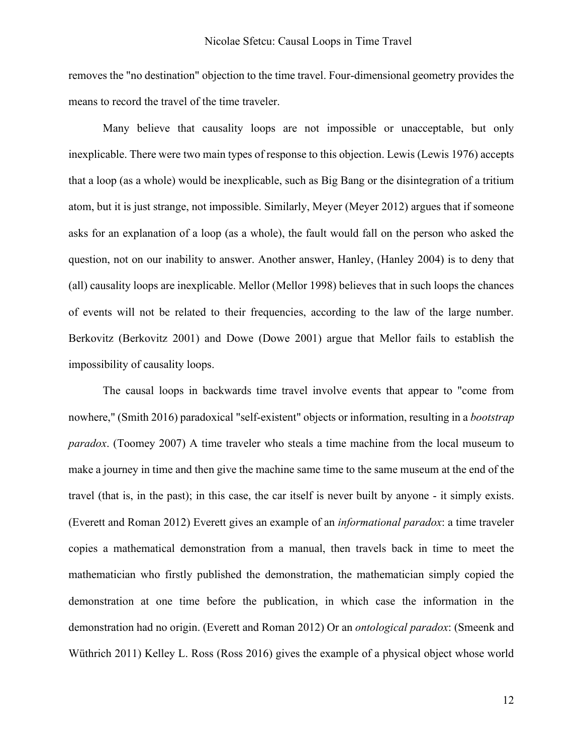removes the "no destination" objection to the time travel. Four-dimensional geometry provides the means to record the travel of the time traveler.

Many believe that causality loops are not impossible or unacceptable, but only inexplicable. There were two main types of response to this objection. Lewis (Lewis 1976) accepts that a loop (as a whole) would be inexplicable, such as Big Bang or the disintegration of a tritium atom, but it is just strange, not impossible. Similarly, Meyer (Meyer 2012) argues that if someone asks for an explanation of a loop (as a whole), the fault would fall on the person who asked the question, not on our inability to answer. Another answer, Hanley, (Hanley 2004) is to deny that (all) causality loops are inexplicable. Mellor (Mellor 1998) believes that in such loops the chances of events will not be related to their frequencies, according to the law of the large number. Berkovitz (Berkovitz 2001) and Dowe (Dowe 2001) argue that Mellor fails to establish the impossibility of causality loops.

The causal loops in backwards time travel involve events that appear to "come from nowhere," (Smith 2016) paradoxical "self-existent" objects or information, resulting in a *bootstrap paradox*. (Toomey 2007) A time traveler who steals a time machine from the local museum to make a journey in time and then give the machine same time to the same museum at the end of the travel (that is, in the past); in this case, the car itself is never built by anyone - it simply exists. (Everett and Roman 2012) Everett gives an example of an *informational paradox*: a time traveler copies a mathematical demonstration from a manual, then travels back in time to meet the mathematician who firstly published the demonstration, the mathematician simply copied the demonstration at one time before the publication, in which case the information in the demonstration had no origin. (Everett and Roman 2012) Or an *ontological paradox*: (Smeenk and Wüthrich 2011) Kelley L. Ross (Ross 2016) gives the example of a physical object whose world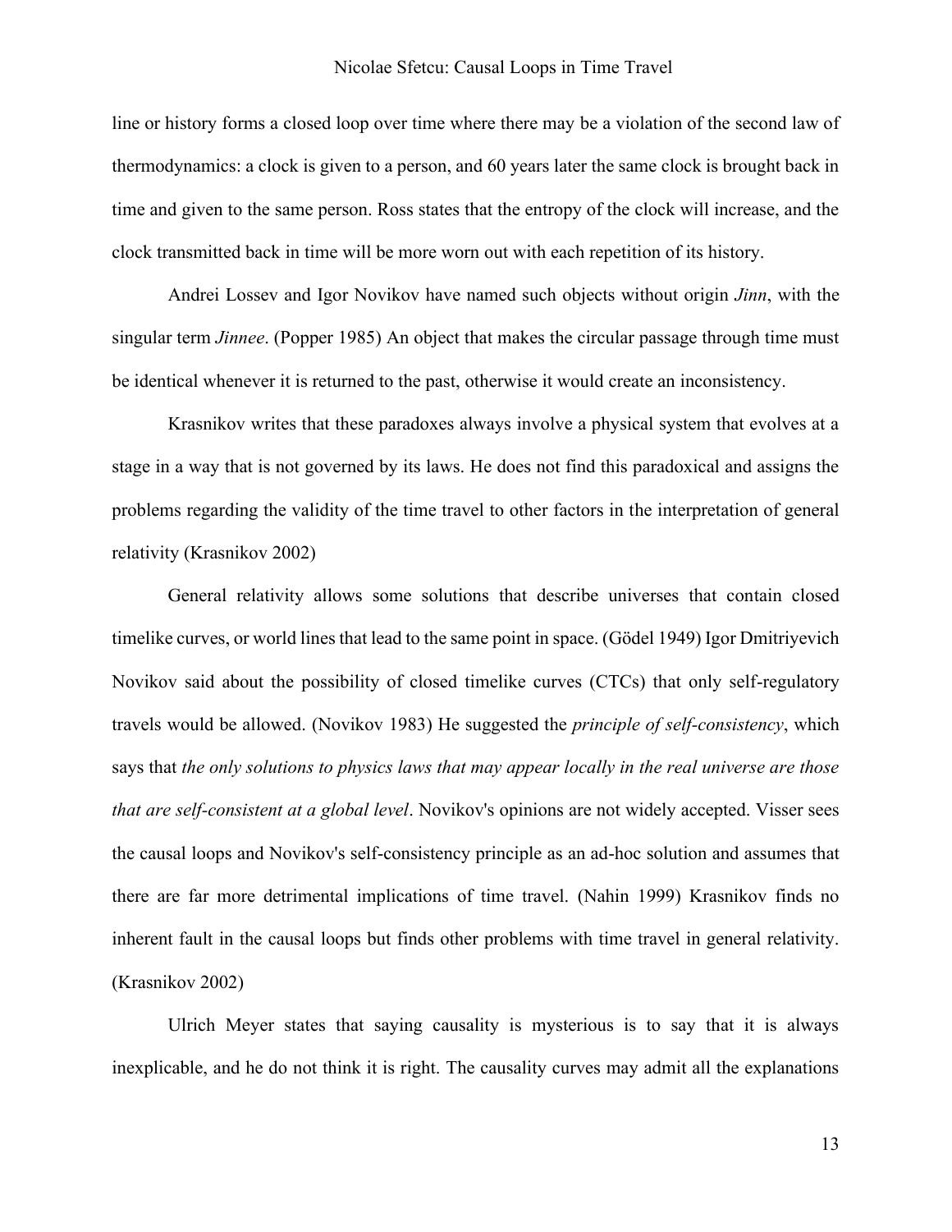line or history forms a closed loop over time where there may be a violation of the second law of thermodynamics: a clock is given to a person, and 60 years later the same clock is brought back in time and given to the same person. Ross states that the entropy of the clock will increase, and the clock transmitted back in time will be more worn out with each repetition of its history.

Andrei Lossev and Igor Novikov have named such objects without origin *Jinn*, with the singular term *Jinnee*. (Popper 1985) An object that makes the circular passage through time must be identical whenever it is returned to the past, otherwise it would create an inconsistency.

Krasnikov writes that these paradoxes always involve a physical system that evolves at a stage in a way that is not governed by its laws. He does not find this paradoxical and assigns the problems regarding the validity of the time travel to other factors in the interpretation of general relativity (Krasnikov 2002)

General relativity allows some solutions that describe universes that contain closed timelike curves, or world lines that lead to the same point in space. (Gödel 1949) Igor Dmitriyevich Novikov said about the possibility of closed timelike curves (CTCs) that only self-regulatory travels would be allowed. (Novikov 1983) He suggested the *principle of self-consistency*, which says that *the only solutions to physics laws that may appear locally in the real universe are those that are self-consistent at a global level*. Novikov's opinions are not widely accepted. Visser sees the causal loops and Novikov's self-consistency principle as an ad-hoc solution and assumes that there are far more detrimental implications of time travel. (Nahin 1999) Krasnikov finds no inherent fault in the causal loops but finds other problems with time travel in general relativity. (Krasnikov 2002)

Ulrich Meyer states that saying causality is mysterious is to say that it is always inexplicable, and he do not think it is right. The causality curves may admit all the explanations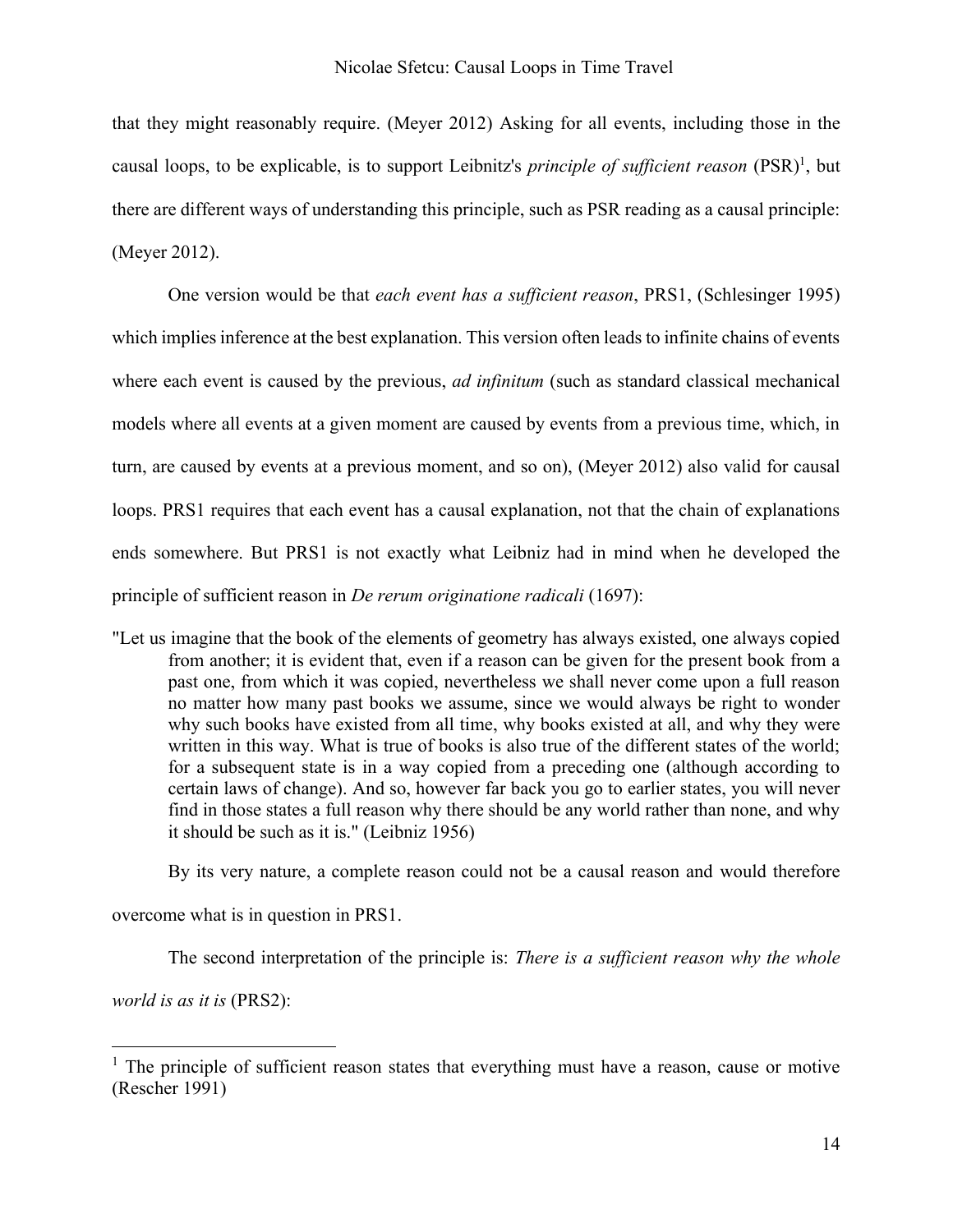that they might reasonably require. (Meyer 2012) Asking for all events, including those in the causal loops, to be explicable, is to support Leibniz's *principle of sufficient reason* (PSR)[1], but there are different ways of understanding this principle, such as PSR reading as a causal principle: (Meyer 2012).

One version would be that *each event has a sufficient reason*, PRS1, (Schlesinger 1995) which implies inference at the best explanation. This version often leads to infinite chains of events where each event is caused by the previous, *ad infinitum* (such as standard classical mechanical models where all events at a given moment are caused by events from a previous time, which, in turn, are caused by events at a previous moment, and so on), (Meyer 2012) also valid for causal loops. PRS1 requires that each event has a causal explanation, not that the chain of explanations ends somewhere. But PRS1 is not exactly what Leibniz had in mind when he developed the principle of sufficient reason in *De rerum originatione radicali* (1697):

> "Let us imagine that the book of the elements of geometry has always existed, one always copied from another; it is evident that, even if a reason can be given for the present book from a past one, from which it was copied, nevertheless we shall never come upon a full reason no matter how many past books we assume, since we would always be right to wonder why such books have existed from all time, why books existed at all, and why they were written in this way. What is true of books is also true of the different states of the world; for a subsequent state is in a way copied from a preceding one (although according to certain laws of change). And so, however far back you go to earlier states, you will never find in those states a full reason why there should be any world rather than none, and why it should be such as it is." (Leibniz 1956)

By its very nature, a complete reason could not be a causal reason and would therefore overcome what is in question in PRS1.

The second interpretation of the principle is: *There is a sufficient reason why the whole world is as it is* (PRS2):

---

[1] The principle of sufficient reason states that everything must have a reason, cause or motive (Rescher 1991)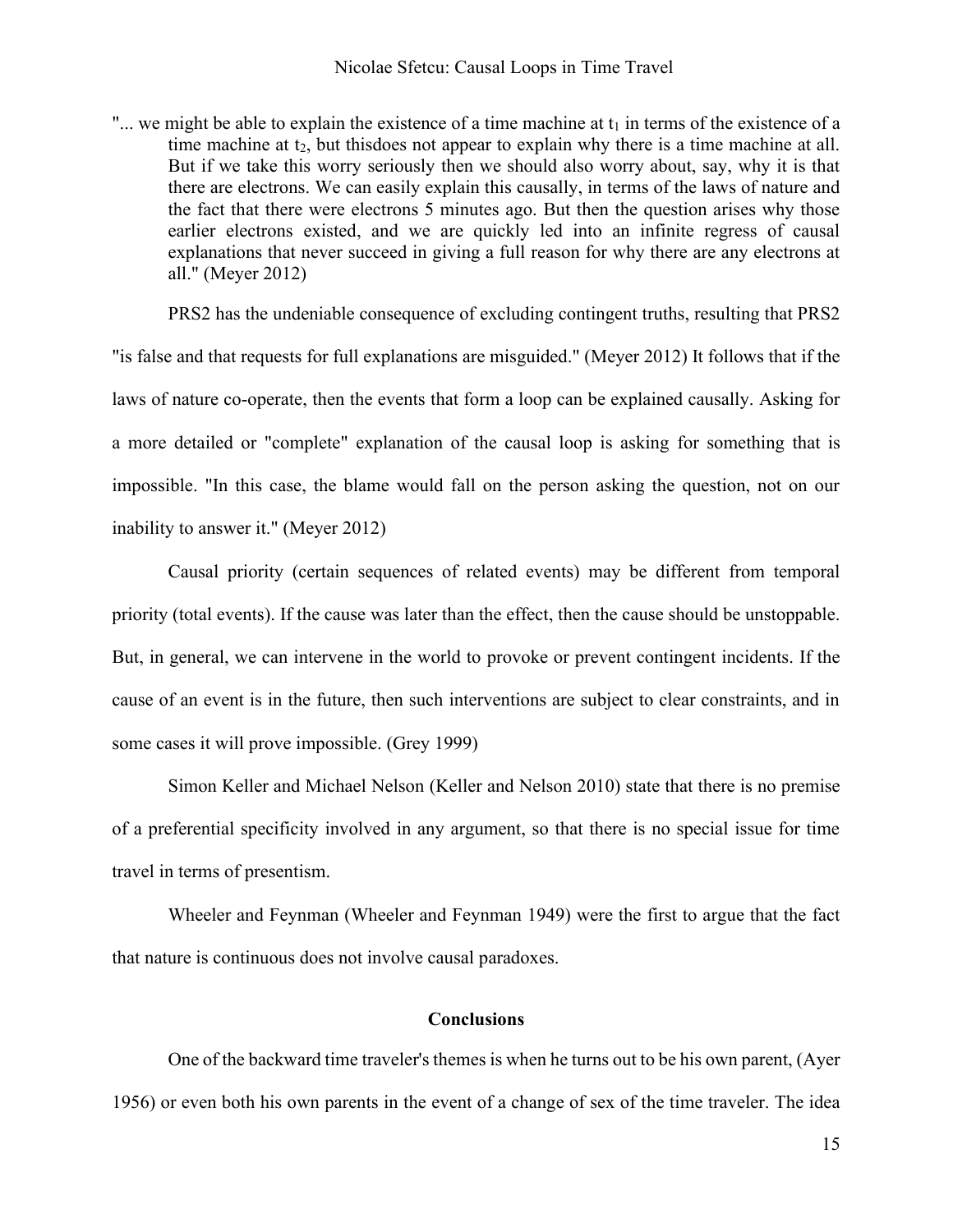"... we might be able to explain the existence of a time machine at $t_1$ in terms of the existence of a time machine at $t_2$, but thisdoes not appear to explain why there is a time machine at all. But if we take this worry seriously then we should also worry about, say, why it is that there are electrons. We can easily explain this causally, in terms of the laws of nature and the fact that there were electrons 5 minutes ago. But then the question arises why those earlier electrons existed, and we are quickly led into an infinite regress of causal explanations that never succeed in giving a full reason for why there are any electrons at all." (Meyer 2012)

PRS2 has the undeniable consequence of excluding contingent truths, resulting that PRS2 "is false and that requests for full explanations are misguided." (Meyer 2012) It follows that if the laws of nature co-operate, then the events that form a loop can be explained causally. Asking for a more detailed or "complete" explanation of the causal loop is asking for something that is impossible. "In this case, the blame would fall on the person asking the question, not on our inability to answer it." (Meyer 2012)

Causal priority (certain sequences of related events) may be different from temporal priority (total events). If the cause was later than the effect, then the cause should be unstoppable. But, in general, we can intervene in the world to provoke or prevent contingent incidents. If the cause of an event is in the future, then such interventions are subject to clear constraints, and in some cases it will prove impossible. (Grey 1999)

Simon Keller and Michael Nelson (Keller and Nelson 2010) state that there is no premise of a preferential specificity involved in any argument, so that there is no special issue for time travel in terms of presentism.

Wheeler and Feynman (Wheeler and Feynman 1949) were the first to argue that the fact that nature is continuous does not involve causal paradoxes.

## Conclusions

One of the backward time traveler's themes is when he turns out to be his own parent, (Ayer 1956) or even both his own parents in the event of a change of sex of the time traveler. The idea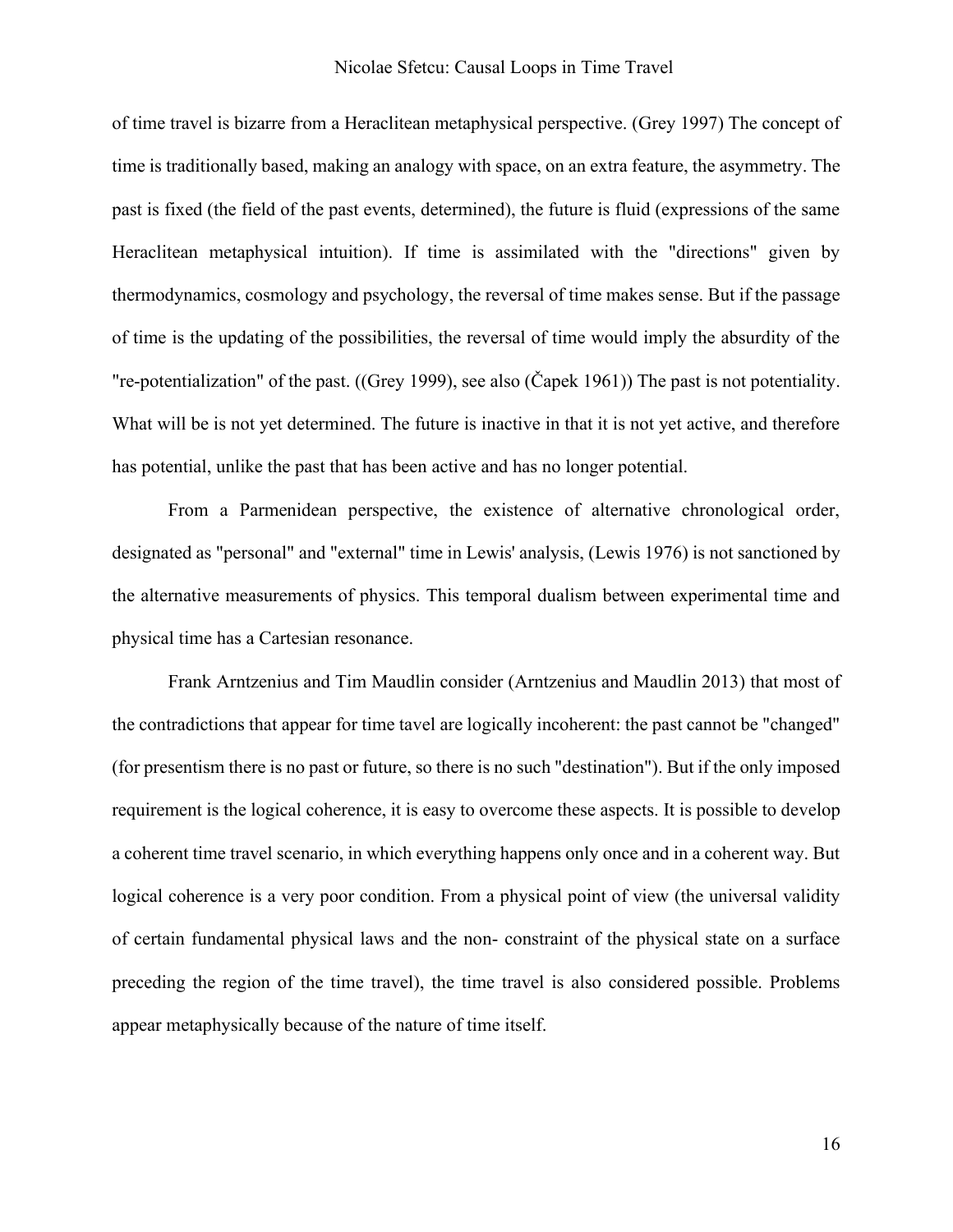of time travel is bizarre from a Heraclitean metaphysical perspective. (Grey 1997) The concept of time is traditionally based, making an analogy with space, on an extra feature, the asymmetry. The past is fixed (the field of the past events, determined), the future is fluid (expressions of the same Heraclitean metaphysical intuition). If time is assimilated with the "directions" given by thermodynamics, cosmology and psychology, the reversal of time makes sense. But if the passage of time is the updating of the possibilities, the reversal of time would imply the absurdity of the "re-potentialization" of the past. ((Grey 1999), see also (Čapek 1961)) The past is not potentiality. What will be is not yet determined. The future is inactive in that it is not yet active, and therefore has potential, unlike the past that has been active and has no longer potential.

From a Parmenidean perspective, the existence of alternative chronological order, designated as "personal" and "external" time in Lewis' analysis, (Lewis 1976) is not sanctioned by the alternative measurements of physics. This temporal dualism between experimental time and physical time has a Cartesian resonance.

Frank Arntzenius and Tim Maudlin consider (Arntzenius and Maudlin 2013) that most of the contradictions that appear for time tavel are logically incoherent: the past cannot be "changed" (for presentism there is no past or future, so there is no such "destination"). But if the only imposed requirement is the logical coherence, it is easy to overcome these aspects. It is possible to develop a coherent time travel scenario, in which everything happens only once and in a coherent way. But logical coherence is a very poor condition. From a physical point of view (the universal validity of certain fundamental physical laws and the non- constraint of the physical state on a surface preceding the region of the time travel), the time travel is also considered possible. Problems appear metaphysically because of the nature of time itself.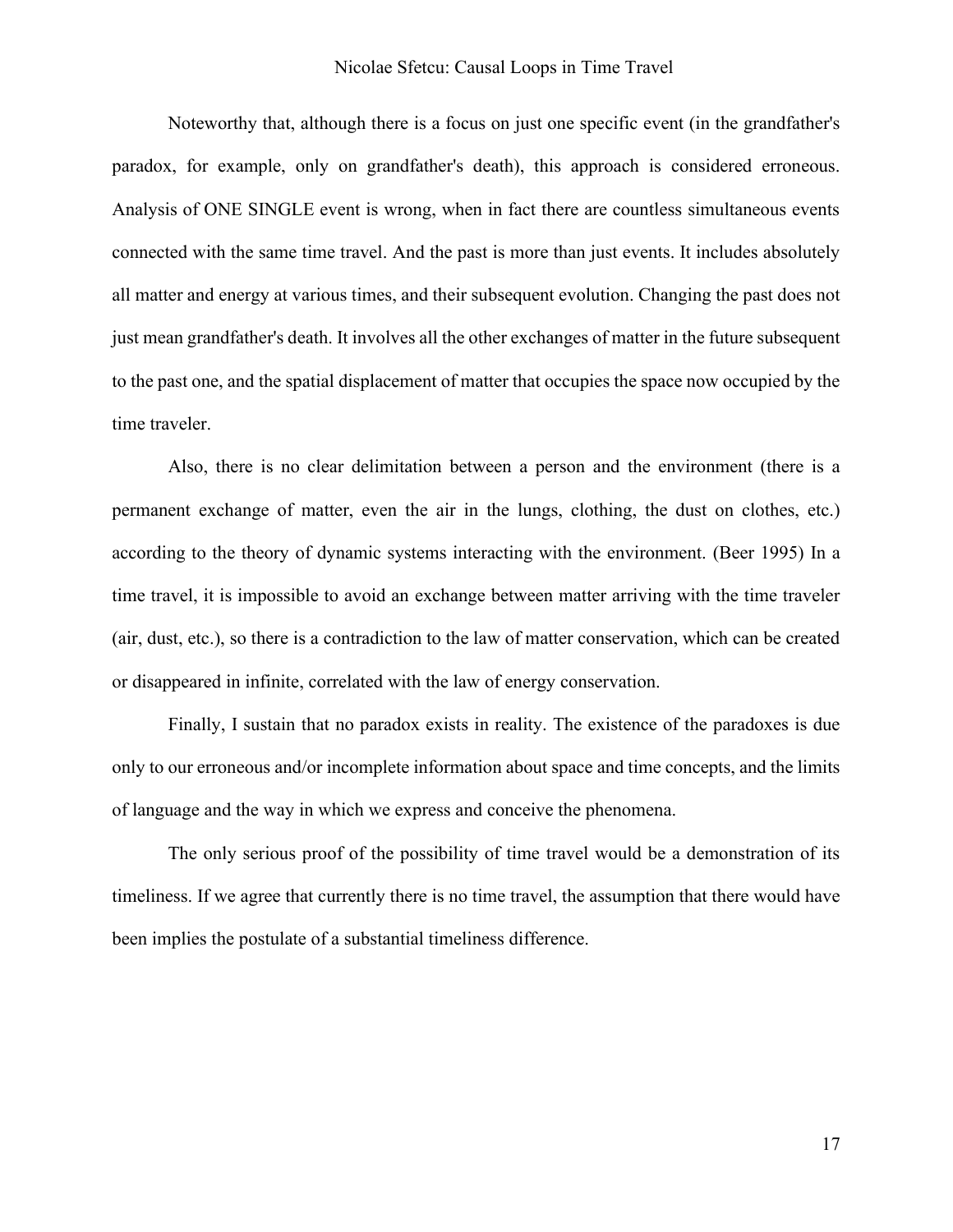Noteworthy that, although there is a focus on just one specific event (in the grandfather's paradox, for example, only on grandfather's death), this approach is considered erroneous. Analysis of ONE SINGLE event is wrong, when in fact there are countless simultaneous events connected with the same time travel. And the past is more than just events. It includes absolutely all matter and energy at various times, and their subsequent evolution. Changing the past does not just mean grandfather's death. It involves all the other exchanges of matter in the future subsequent to the past one, and the spatial displacement of matter that occupies the space now occupied by the time traveler.

Also, there is no clear delimitation between a person and the environment (there is a permanent exchange of matter, even the air in the lungs, clothing, the dust on clothes, etc.) according to the theory of dynamic systems interacting with the environment. (Beer 1995) In a time travel, it is impossible to avoid an exchange between matter arriving with the time traveler (air, dust, etc.), so there is a contradiction to the law of matter conservation, which can be created or disappeared in infinite, correlated with the law of energy conservation.

Finally, I sustain that no paradox exists in reality. The existence of the paradoxes is due only to our erroneous and/or incomplete information about space and time concepts, and the limits of language and the way in which we express and conceive the phenomena.

The only serious proof of the possibility of time travel would be a demonstration of its timeliness. If we agree that currently there is no time travel, the assumption that there would have been implies the postulate of a substantial timeliness difference.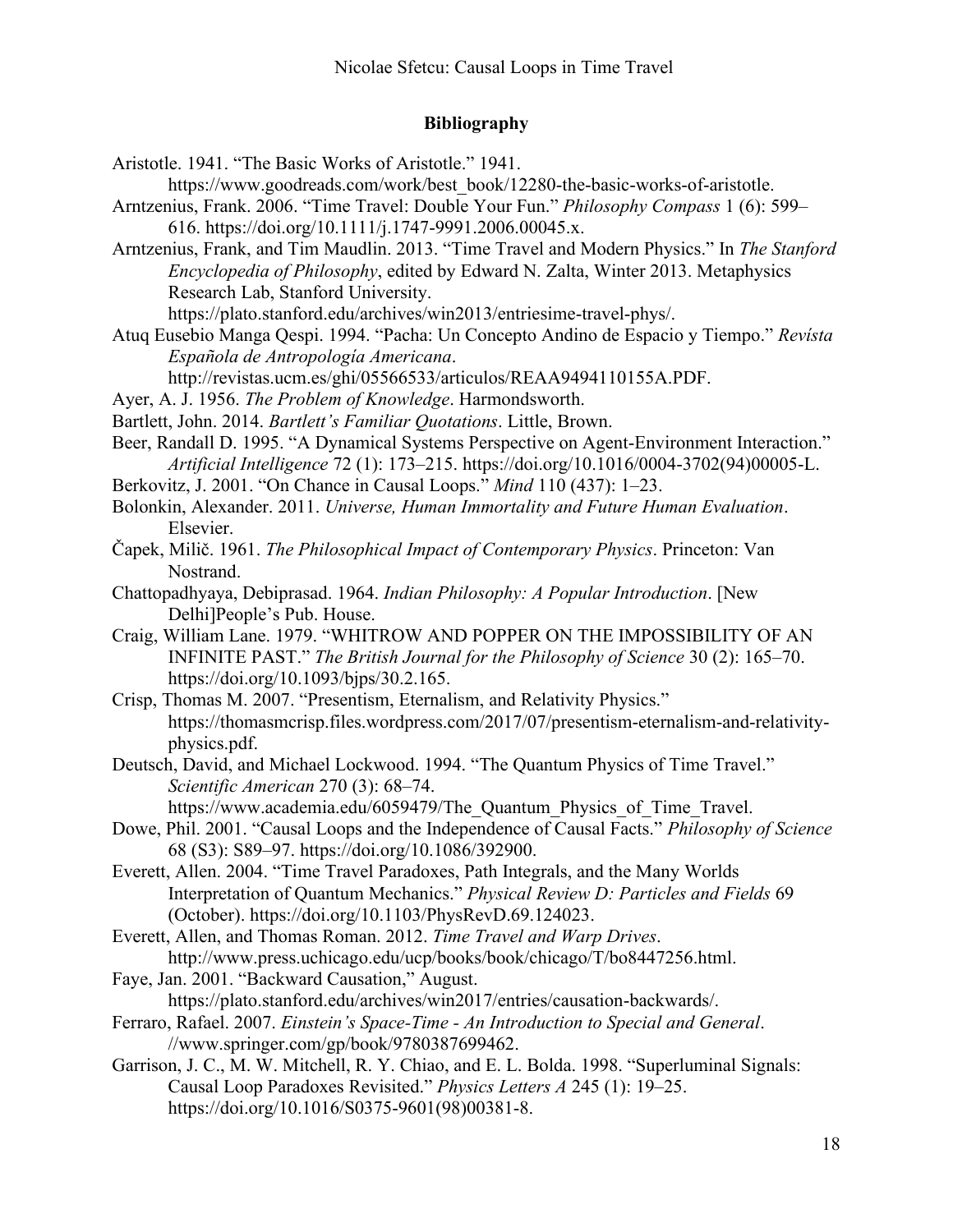**Bibliography**

Aristotle. 1941. "The Basic Works of Aristotle." 1941. https://www.goodreads.com/work/best_book/12280-the-basic-works-of-aristotle.

Arntzenius, Frank. 2006. "Time Travel: Double Your Fun." *Philosophy Compass* 1 (6): 599–616. https://doi.org/10.1111/j.1747-9991.2006.00045.x.

Arntzenius, Frank, and Tim Maudlin. 2013. "Time Travel and Modern Physics." In *The Stanford Encyclopedia of Philosophy*, edited by Edward N. Zalta, Winter 2013. Metaphysics Research Lab, Stanford University. https://plato.stanford.edu/archives/win2013/entriesime-travel-phys/.

Atuq Eusebio Manga Qespi. 1994. "Pacha: Un Concepto Andino de Espacio y Tiempo." *Revísta Española de Antropología Americana*. http://revistas.ucm.es/ghi/05566533/articulos/REAA9494110155A.PDF.

Ayer, A. J. 1956. *The Problem of Knowledge*. Harmondsworth.

Bartlett, John. 2014. *Bartlett's Familiar Quotations*. Little, Brown.

Beer, Randall D. 1995. "A Dynamical Systems Perspective on Agent-Environment Interaction." *Artificial Intelligence* 72 (1): 173–215. https://doi.org/10.1016/0004-3702(94)00005-L.

Berkovitz, J. 2001. "On Chance in Causal Loops." *Mind* 110 (437): 1–23.

Bolonkin, Alexander. 2011. *Universe, Human Immortality and Future Human Evaluation*. Elsevier.

Čapek, Milič. 1961. *The Philosophical Impact of Contemporary Physics*. Princeton: Van Nostrand.

Chattopadhyaya, Debiprasad. 1964. *Indian Philosophy: A Popular Introduction*. [New Delhi]People's Pub. House.

Craig, William Lane. 1979. "WHITROW AND POPPER ON THE IMPOSSIBILITY OF AN INFINITE PAST." *The British Journal for the Philosophy of Science* 30 (2): 165–70. https://doi.org/10.1093/bjps/30.2.165.

Crisp, Thomas M. 2007. "Presentism, Eternalism, and Relativity Physics." https://thomasmcrisp.files.wordpress.com/2017/07/presentism-eternalism-and-relativity-physics.pdf.

Deutsch, David, and Michael Lockwood. 1994. "The Quantum Physics of Time Travel." *Scientific American* 270 (3): 68–74. https://www.academia.edu/6059479/The_Quantum_Physics_of_Time_Travel.

Dowe, Phil. 2001. "Causal Loops and the Independence of Causal Facts." *Philosophy of Science* 68 (S3): S89–97. https://doi.org/10.1086/392900.

Everett, Allen. 2004. "Time Travel Paradoxes, Path Integrals, and the Many Worlds Interpretation of Quantum Mechanics." *Physical Review D: Particles and Fields* 69 (October). https://doi.org/10.1103/PhysRevD.69.124023.

Everett, Allen, and Thomas Roman. 2012. *Time Travel and Warp Drives*. http://www.press.uchicago.edu/ucp/books/book/chicago/T/bo8447256.html.

Faye, Jan. 2001. "Backward Causation," August. https://plato.stanford.edu/archives/win2017/entries/causation-backwards/.

Ferraro, Rafael. 2007. *Einstein's Space-Time - An Introduction to Special and General*. //www.springer.com/gp/book/9780387699462.

Garrison, J. C., M. W. Mitchell, R. Y. Chiao, and E. L. Bolda. 1998. "Superluminal Signals: Causal Loop Paradoxes Revisited." *Physics Letters A* 245 (1): 19–25. https://doi.org/10.1016/S0375-9601(98)00381-8.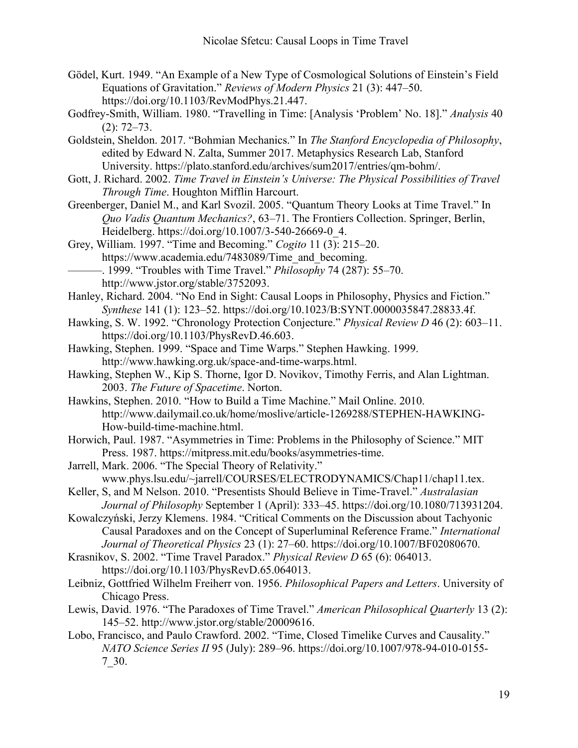Gödel, Kurt. 1949. “An Example of a New Type of Cosmological Solutions of Einstein’s Field Equations of Gravitation.” *Reviews of Modern Physics* 21 (3): 447–50. https://doi.org/10.1103/RevModPhys.21.447.

Godfrey-Smith, William. 1980. “Travelling in Time: [Analysis ‘Problem’ No. 18].” *Analysis* 40 (2): 72–73.

Goldstein, Sheldon. 2017. “Bohmian Mechanics.” In *The Stanford Encyclopedia of Philosophy*, edited by Edward N. Zalta, Summer 2017. Metaphysics Research Lab, Stanford University. https://plato.stanford.edu/archives/sum2017/entries/qm-bohm/.

Gott, J. Richard. 2002. *Time Travel in Einstein’s Universe: The Physical Possibilities of Travel Through Time*. Houghton Mifflin Harcourt.

Greenberger, Daniel M., and Karl Svozil. 2005. “Quantum Theory Looks at Time Travel.” In *Quo Vadis Quantum Mechanics?*, 63–71. The Frontiers Collection. Springer, Berlin, Heidelberg. https://doi.org/10.1007/3-540-26669-0_4.

Grey, William. 1997. “Time and Becoming.” *Cogito* 11 (3): 215–20. https://www.academia.edu/7483089/Time_and_becoming.

———. 1999. “Troubles with Time Travel.” *Philosophy* 74 (287): 55–70. http://www.jstor.org/stable/3752093.

Hanley, Richard. 2004. “No End in Sight: Causal Loops in Philosophy, Physics and Fiction.” *Synthese* 141 (1): 123–52. https://doi.org/10.1023/B:SYNT.0000035847.28833.4f.

Hawking, S. W. 1992. “Chronology Protection Conjecture.” *Physical Review D* 46 (2): 603–11. https://doi.org/10.1103/PhysRevD.46.603.

Hawking, Stephen. 1999. “Space and Time Warps.” Stephen Hawking. 1999. http://www.hawking.org.uk/space-and-time-warps.html.

Hawking, Stephen W., Kip S. Thorne, Igor D. Novikov, Timothy Ferris, and Alan Lightman. 2003. *The Future of Spacetime*. Norton.

Hawkins, Stephen. 2010. “How to Build a Time Machine.” Mail Online. 2010. http://www.dailymail.co.uk/home/moslive/article-1269288/STEPHEN-HAWKING-How-build-time-machine.html.

Horwich, Paul. 1987. “Asymmetries in Time: Problems in the Philosophy of Science.” MIT Press. 1987. https://mitpress.mit.edu/books/asymmetries-time.

Jarrell, Mark. 2006. “The Special Theory of Relativity.” www.phys.lsu.edu/~jarrell/COURSES/ELECTRODYNAMICS/Chap11/chap11.tex.

Keller, S, and M Nelson. 2010. “Presentists Should Believe in Time-Travel.” *Australasian Journal of Philosophy* September 1 (April): 333–45. https://doi.org/10.1080/713931204.

Kowalczyński, Jerzy Klemens. 1984. “Critical Comments on the Discussion about Tachyonic Causal Paradoxes and on the Concept of Superluminal Reference Frame.” *International Journal of Theoretical Physics* 23 (1): 27–60. https://doi.org/10.1007/BF02080670.

Krasnikov, S. 2002. “Time Travel Paradox.” *Physical Review D* 65 (6): 064013. https://doi.org/10.1103/PhysRevD.65.064013.

Leibniz, Gottfried Wilhelm Freiherr von. 1956. *Philosophical Papers and Letters*. University of Chicago Press.

Lewis, David. 1976. “The Paradoxes of Time Travel.” *American Philosophical Quarterly* 13 (2): 145–52. http://www.jstor.org/stable/20009616.

Lobo, Francisco, and Paulo Crawford. 2002. “Time, Closed Timelike Curves and Causality.” *NATO Science Series II* 95 (July): 289–96. https://doi.org/10.1007/978-94-010-0155-7_30.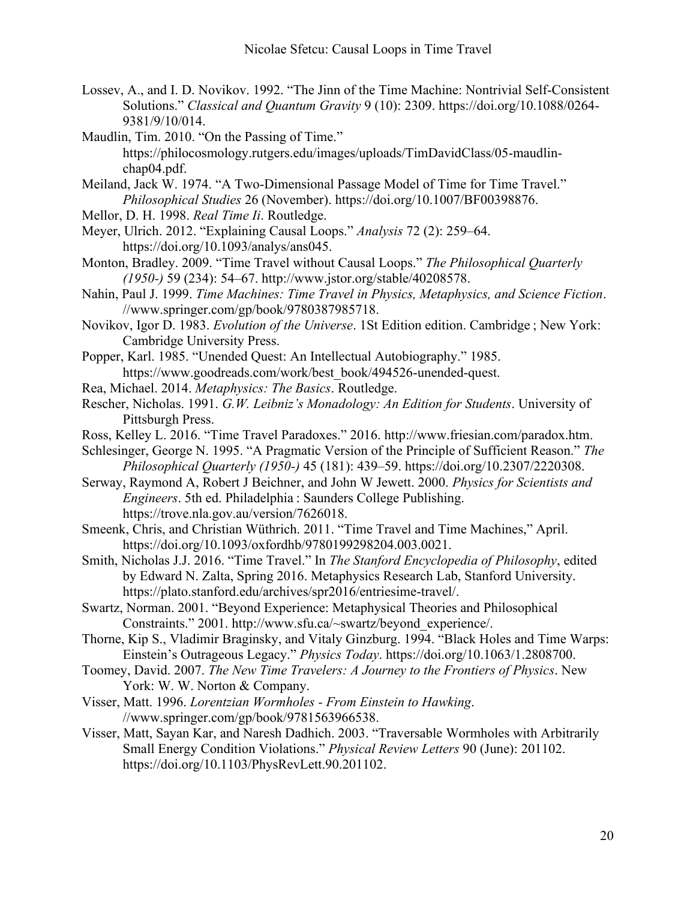Lossev, A., and I. D. Novikov. 1992. "The Jinn of the Time Machine: Nontrivial Self-Consistent Solutions." *Classical and Quantum Gravity* 9 (10): 2309. https://doi.org/10.1088/0264-9381/9/10/014.

Maudlin, Tim. 2010. "On the Passing of Time." https://philocosmology.rutgers.edu/images/uploads/TimDavidClass/05-maudlin-chap04.pdf.

Meiland, Jack W. 1974. "A Two-Dimensional Passage Model of Time for Time Travel." *Philosophical Studies* 26 (November). https://doi.org/10.1007/BF00398876.

Mellor, D. H. 1998. *Real Time Ii*. Routledge.

Meyer, Ulrich. 2012. "Explaining Causal Loops." *Analysis* 72 (2): 259–64. https://doi.org/10.1093/analys/ans045.

Monton, Bradley. 2009. "Time Travel without Causal Loops." *The Philosophical Quarterly (1950-)* 59 (234): 54–67. http://www.jstor.org/stable/40208578.

Nahin, Paul J. 1999. *Time Machines: Time Travel in Physics, Metaphysics, and Science Fiction*. //www.springer.com/gp/book/9780387985718.

Novikov, Igor D. 1983. *Evolution of the Universe*. 1St Edition edition. Cambridge ; New York: Cambridge University Press.

Popper, Karl. 1985. "Unended Quest: An Intellectual Autobiography." 1985. https://www.goodreads.com/work/best_book/494526-unended-quest.

Rea, Michael. 2014. *Metaphysics: The Basics*. Routledge.

Rescher, Nicholas. 1991. *G.W. Leibniz's Monadology: An Edition for Students*. University of Pittsburgh Press.

Ross, Kelley L. 2016. "Time Travel Paradoxes." 2016. http://www.friesian.com/paradox.htm.

Schlesinger, George N. 1995. "A Pragmatic Version of the Principle of Sufficient Reason." *The Philosophical Quarterly (1950-)* 45 (181): 439–59. https://doi.org/10.2307/2220308.

Serway, Raymond A, Robert J Beichner, and John W Jewett. 2000. *Physics for Scientists and Engineers*. 5th ed. Philadelphia : Saunders College Publishing. https://trove.nla.gov.au/version/7626018.

Smeenk, Chris, and Christian Wüthrich. 2011. "Time Travel and Time Machines," April. https://doi.org/10.1093/oxfordhb/9780199298204.003.0021.

Smith, Nicholas J.J. 2016. "Time Travel." In *The Stanford Encyclopedia of Philosophy*, edited by Edward N. Zalta, Spring 2016. Metaphysics Research Lab, Stanford University. https://plato.stanford.edu/archives/spr2016/entriesime-travel/.

Swartz, Norman. 2001. "Beyond Experience: Metaphysical Theories and Philosophical Constraints." 2001. http://www.sfu.ca/~swartz/beyond_experience/.

Thorne, Kip S., Vladimir Braginsky, and Vitaly Ginzburg. 1994. "Black Holes and Time Warps: Einstein's Outrageous Legacy." *Physics Today*. https://doi.org/10.1063/1.2808700.

Toomey, David. 2007. *The New Time Travelers: A Journey to the Frontiers of Physics*. New York: W. W. Norton & Company.

Visser, Matt. 1996. *Lorentzian Wormholes - From Einstein to Hawking*. //www.springer.com/gp/book/9781563966538.

Visser, Matt, Sayan Kar, and Naresh Dadhich. 2003. "Traversable Wormholes with Arbitrarily Small Energy Condition Violations." *Physical Review Letters* 90 (June): 201102. https://doi.org/10.1103/PhysRevLett.90.201102.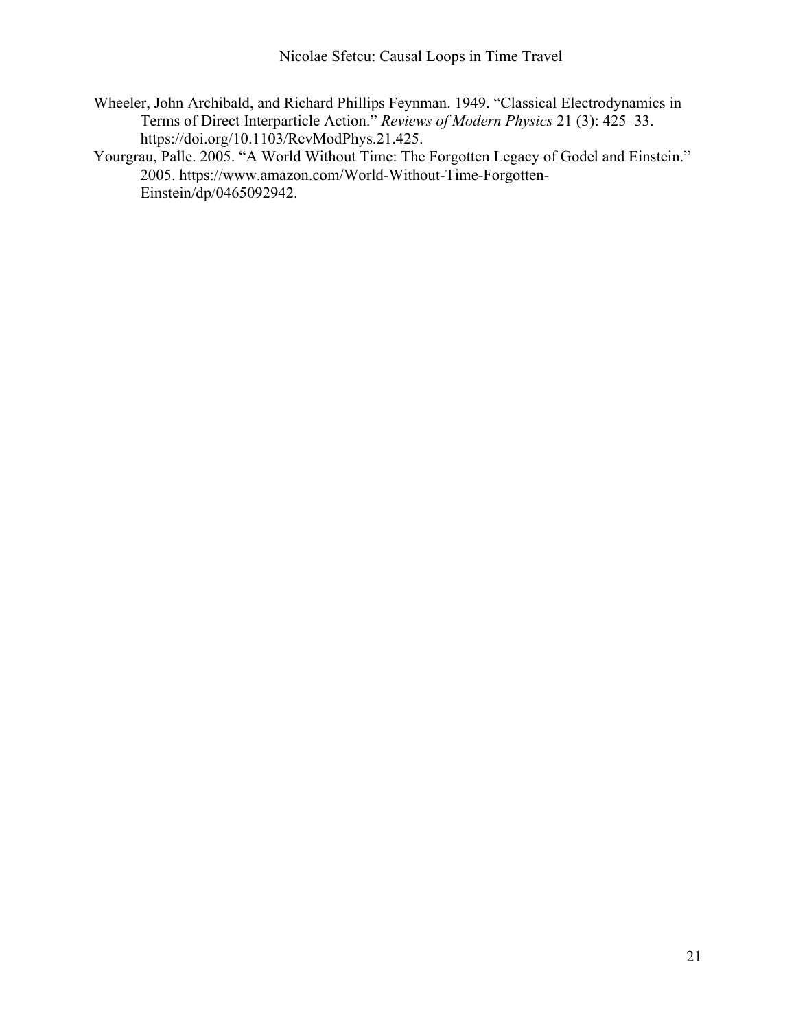Wheeler, John Archibald, and Richard Phillips Feynman. 1949. "Classical Electrodynamics in Terms of Direct Interparticle Action." *Reviews of Modern Physics* 21 (3): 425–33. https://doi.org/10.1103/RevModPhys.21.425.

Yourgrau, Palle. 2005. "A World Without Time: The Forgotten Legacy of Godel and Einstein." 2005. https://www.amazon.com/World-Without-Time-Forgotten-Einstein/dp/0465092942.